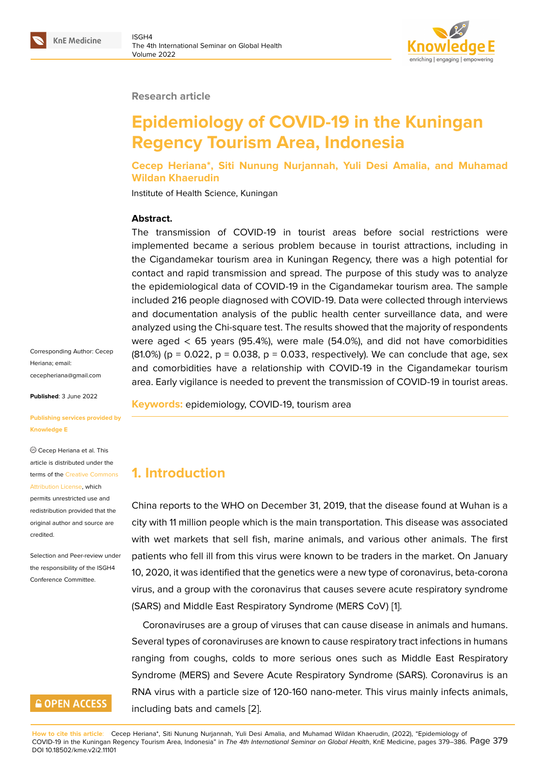Research article

# Epidemiology of COVID-19 in the Kuningan Regency Tourism Area, Indonesia

**Cecep Heriana\*, Siti Nunung Nurjannah, Yuli Desi Amalia, and Muhamad Wildan Khaerudin**

Institute of Health Science, Kuningan

**Abstract.**
The transmission of COVID-19 in tourist areas before social restrictions were implemented became a serious problem because in tourist attractions, including in the Cigandamekar tourism area in Kuningan Regency, there was a high potential for contact and rapid transmission and spread. The purpose of this study was to analyze the epidemiological data of COVID-19 in the Cigandamekar tourism area. The sample included 216 people diagnosed with COVID-19. Data were collected through interviews and documentation analysis of the public health center surveillance data, and were analyzed using the Chi-square test. The results showed that the majority of respondents were aged < 65 years (95.4%), were male (54.0%), and did not have comorbidities (81.0%) ($p = 0.022$, $p = 0.038$, $p = 0.033$, respectively). We can conclude that age, sex and comorbidities have a relationship with COVID-19 in the Cigandamekar tourism area. Early vigilance is needed to prevent the transmission of COVID-19 in tourist areas.

**Keywords:** epidemiology, COVID-19, tourism area

Corresponding Author: Cecep Heriana; email: cecepheriana@gmail.com

**Published**: 3 June 2022

**Publishing services provided by Knowledge E**

© Cecep Heriana et al. This article is distributed under the terms of the Creative Commons Attribution License, which permits unrestricted use and redistribution provided that the original author and source are credited.

Selection and Peer-review under the responsibility of the ISGH4 Conference Committee.

## 1. Introduction

China reports to the WHO on December 31, 2019, that the disease found at Wuhan is a city with 11 million people which is the main transportation. This disease was associated with wet markets that sell fish, marine animals, and various other animals. The first patients who fell ill from this virus were known to be traders in the market. On January 10, 2020, it was identified that the genetics were a new type of coronavirus, beta-corona virus, and a group with the coronavirus that causes severe acute respiratory syndrome (SARS) and Middle East Respiratory Syndrome (MERS CoV) [1].

Coronaviruses are a group of viruses that can cause disease in animals and humans. Several types of coronaviruses are known to cause respiratory tract infections in humans ranging from coughs, colds to more serious ones such as Middle East Respiratory Syndrome (MERS) and Severe Acute Respiratory Syndrome (SARS). Coronavirus is an RNA virus with a particle size of 120-160 nano-meter. This virus mainly infects animals, including bats and camels [2].

**How to cite this article**: Cecep Heriana\*, Siti Nunung Nurjannah, Yuli Desi Amalia, and Muhamad Wildan Khaerudin, (2022), "Epidemiology of COVID-19 in the Kuningan Regency Tourism Area, Indonesia" in *The 4th International Seminar on Global Health*, KnE Medicine, pages 379–386. DOI 10.18502/kme.v2i2.11101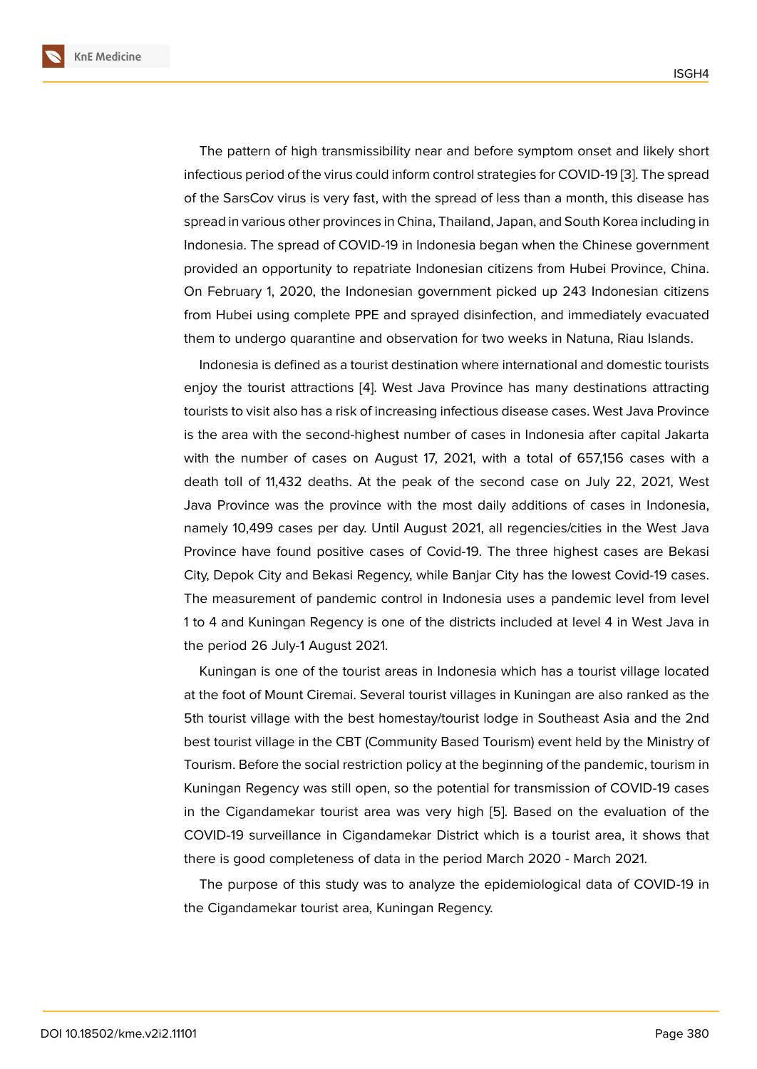The pattern of high transmissibility near and before symptom onset and likely short infectious period of the virus could inform control strategies for COVID-19 [3]. The spread of the SarsCov virus is very fast, with the spread of less than a month, this disease has spread in various other provinces in China, Thailand, Japan, and South Korea including in Indonesia. The spread of COVID-19 in Indonesia began when the Chinese government provided an opportunity to repatriate Indonesian citizens from Hubei Province, China. On February 1, 2020, the Indonesian government picked up 243 Indonesian citizens from Hubei using complete PPE and sprayed disinfection, and immediately evacuated them to undergo quarantine and observation for two weeks in Natuna, Riau Islands.

Indonesia is defined as a tourist destination where international and domestic tourists enjoy the tourist attractions [4]. West Java Province has many destinations attracting tourists to visit also has a risk of increasing infectious disease cases. West Java Province is the area with the second-highest number of cases in Indonesia after capital Jakarta with the number of cases on August 17, 2021, with a total of 657,156 cases with a death toll of 11,432 deaths. At the peak of the second case on July 22, 2021, West Java Province was the province with the most daily additions of cases in Indonesia, namely 10,499 cases per day. Until August 2021, all regencies/cities in the West Java Province have found positive cases of Covid-19. The three highest cases are Bekasi City, Depok City and Bekasi Regency, while Banjar City has the lowest Covid-19 cases. The measurement of pandemic control in Indonesia uses a pandemic level from level 1 to 4 and Kuningan Regency is one of the districts included at level 4 in West Java in the period 26 July-1 August 2021.

Kuningan is one of the tourist areas in Indonesia which has a tourist village located at the foot of Mount Ciremai. Several tourist villages in Kuningan are also ranked as the 5th tourist village with the best homestay/tourist lodge in Southeast Asia and the 2nd best tourist village in the CBT (Community Based Tourism) event held by the Ministry of Tourism. Before the social restriction policy at the beginning of the pandemic, tourism in Kuningan Regency was still open, so the potential for transmission of COVID-19 cases in the Cigandamekar tourist area was very high [5]. Based on the evaluation of the COVID-19 surveillance in Cigandamekar District which is a tourist area, it shows that there is good completeness of data in the period March 2020 - March 2021.

The purpose of this study was to analyze the epidemiological data of COVID-19 in the Cigandamekar tourist area, Kuningan Regency.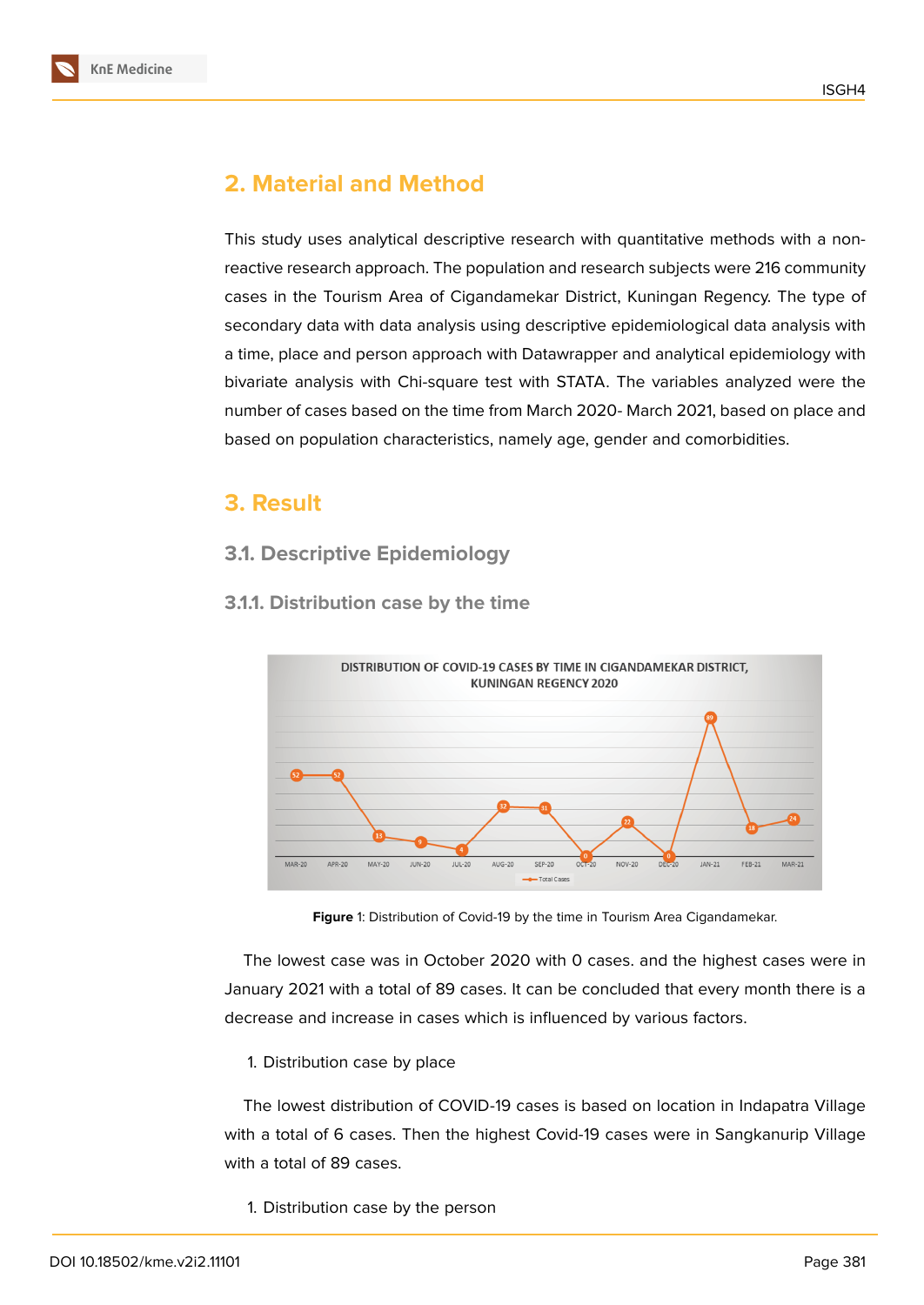## 2. Material and Method

This study uses analytical descriptive research with quantitative methods with a non-reactive research approach. The population and research subjects were 216 community cases in the Tourism Area of Cigandamekar District, Kuningan Regency. The type of secondary data with data analysis using descriptive epidemiological data analysis with a time, place and person approach with Datawrapper and analytical epidemiology with bivariate analysis with Chi-square test with STATA. The variables analyzed were the number of cases based on the time from March 2020- March 2021, based on place and based on population characteristics, namely age, gender and comorbidities.

## 3. Result

### 3.1. Descriptive Epidemiology

#### 3.1.1. Distribution case by the time

**Figure** 1: Distribution of Covid-19 by the time in Tourism Area Cigandamekar.

The lowest case was in October 2020 with 0 cases. and the highest cases were in January 2021 with a total of 89 cases. It can be concluded that every month there is a decrease and increase in cases which is influenced by various factors.

1. Distribution case by place

The lowest distribution of COVID-19 cases is based on location in Indapatra Village with a total of 6 cases. Then the highest Covid-19 cases were in Sangkanurip Village with a total of 89 cases.

1. Distribution case by the person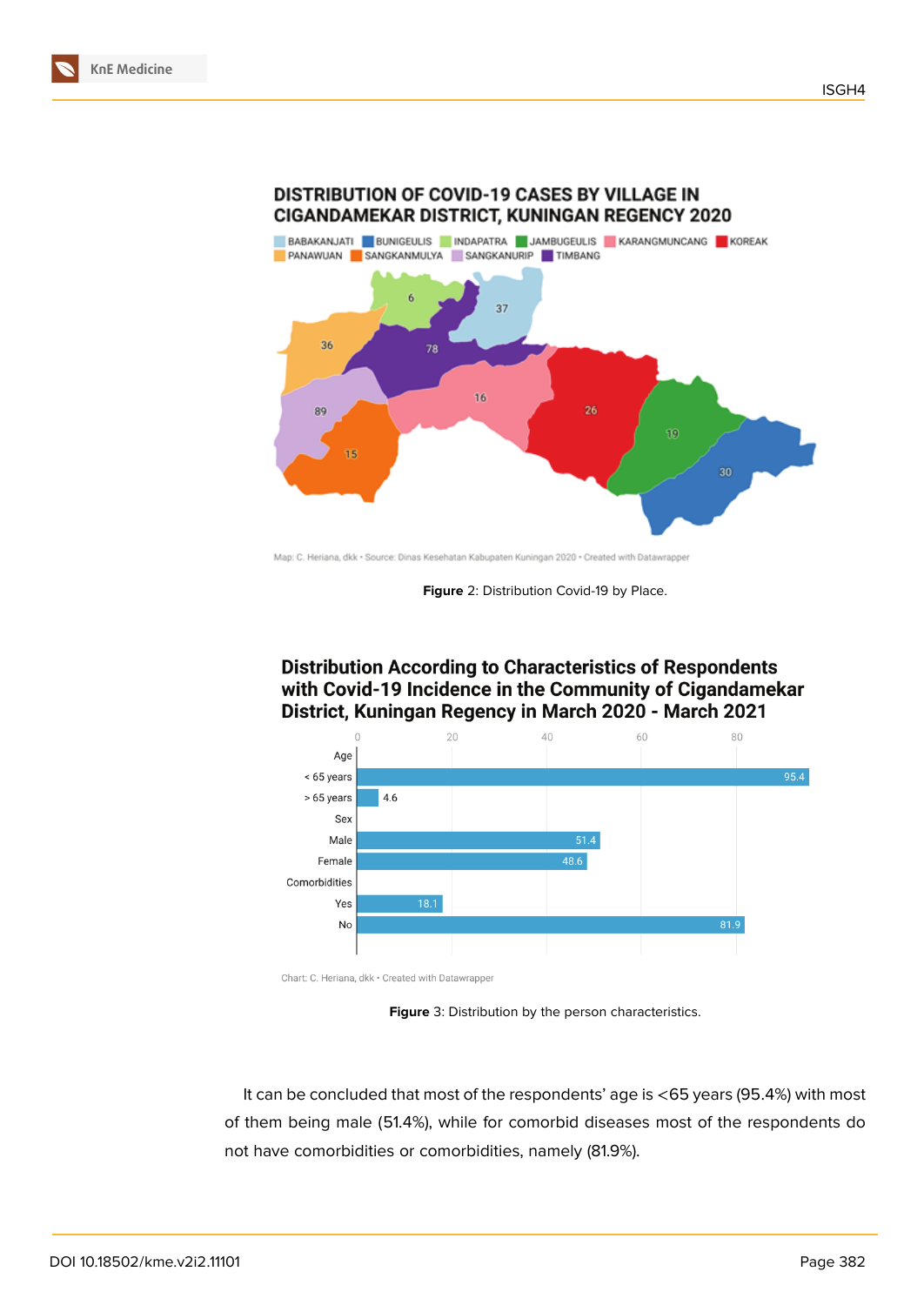**DISTRIBUTION OF COVID-19 CASES BY VILLAGE IN CIGANDAMEKAR DISTRICT, KUNINGAN REGENCY 2020**

BABAKANJATI, BUNIGEULIS, INDAPATRA, JAMBUGEULIS, KARANGMUNCANG, KOREAK, PANAWUAN, SANGKANMULYA, SANGKANURIP, TIMBANG

Map: C. Heriana, dkk • Source: Dinas Kesehatan Kabupaten Kuningan 2020 • Created with Datawrapper

**Figure** 2: Distribution Covid-19 by Place.

**Distribution According to Characteristics of Respondents with Covid-19 Incidence in the Community of Cigandamekar District, Kuningan Regency in March 2020 - March 2021**

| Characteristic | % |
|---|---|
| **Age** | |
| < 65 years | 95.4 |
| > 65 years | 4.6 |
| **Sex** | |
| Male | 51.4 |
| Female | 48.6 |
| **Comorbidities** | |
| Yes | 18.1 |
| No | 81.9 |

Chart: C. Heriana, dkk • Created with Datawrapper

**Figure** 3: Distribution by the person characteristics.

It can be concluded that most of the respondents' age is <65 years (95.4%) with most of them being male (51.4%), while for comorbid diseases most of the respondents do not have comorbidities or comorbidities, namely (81.9%).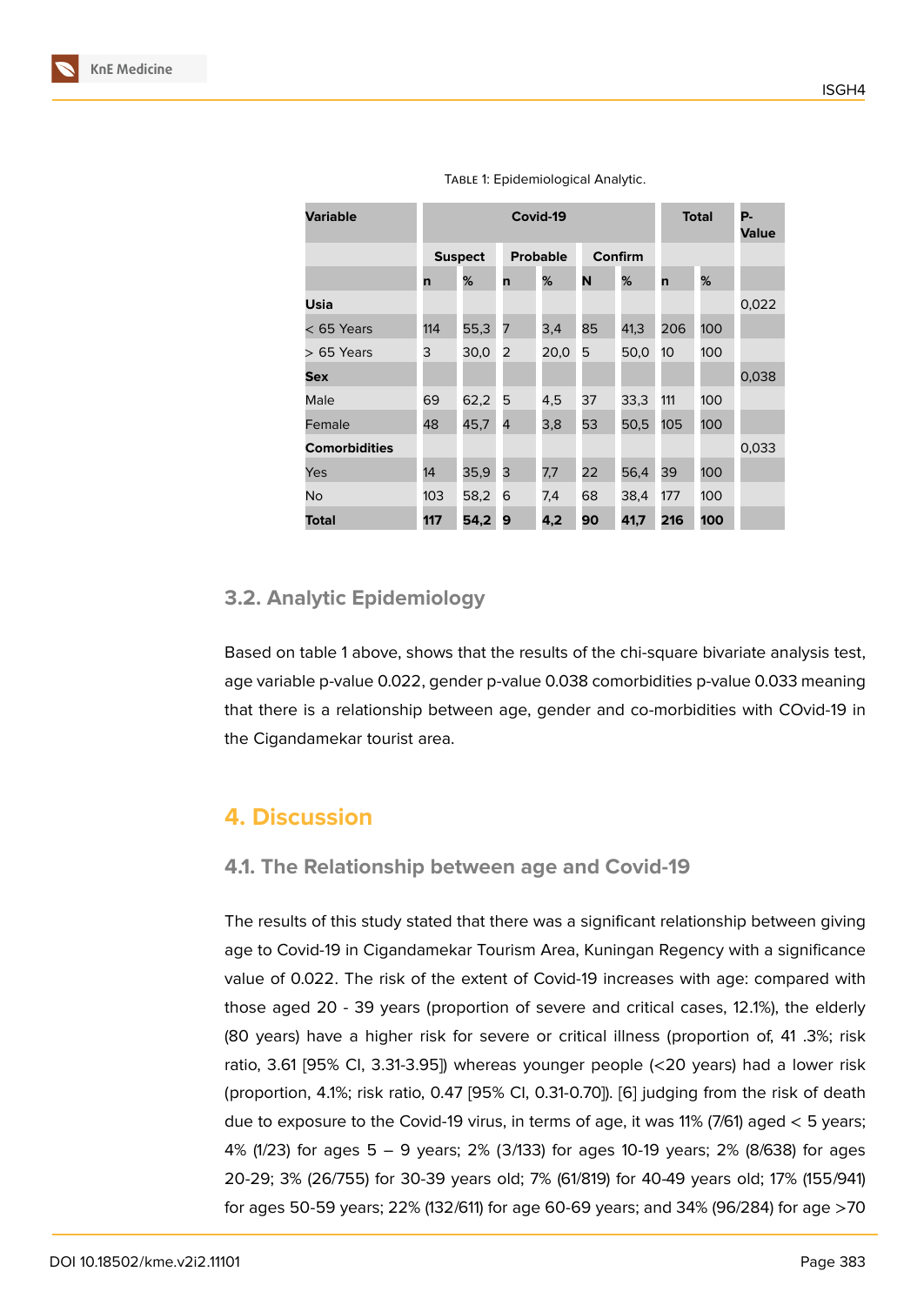Table 1: Epidemiological Analytic.

| Variable | Covid-19 | | | | | | Total | | P-Value |
|---|---|---|---|---|---|---|---|---|---|
| | Suspect | | Probable | | Confirm | | | | |
| | n | % | n | % | N | % | n | % | |
| **Usia** | | | | | | | | | 0,022 |
| < 65 Years | 114 | 55,3 | 7 | 3,4 | 85 | 41,3 | 206 | 100 | |
| > 65 Years | 3 | 30,0 | 2 | 20,0 | 5 | 50,0 | 10 | 100 | |
| **Sex** | | | | | | | | | 0,038 |
| Male | 69 | 62,2 | 5 | 4,5 | 37 | 33,3 | 111 | 100 | |
| Female | 48 | 45,7 | 4 | 3,8 | 53 | 50,5 | 105 | 100 | |
| **Comorbidities** | | | | | | | | | 0,033 |
| Yes | 14 | 35,9 | 3 | 7,7 | 22 | 56,4 | 39 | 100 | |
| No | 103 | 58,2 | 6 | 7,4 | 68 | 38,4 | 177 | 100 | |
| **Total** | **117** | **54,2** | **9** | **4,2** | **90** | **41,7** | **216** | **100** | |

### 3.2. Analytic Epidemiology

Based on table 1 above, shows that the results of the chi-square bivariate analysis test, age variable p-value 0.022, gender p-value 0.038 comorbidities p-value 0.033 meaning that there is a relationship between age, gender and co-morbidities with COvid-19 in the Cigandamekar tourist area.

## 4. Discussion

### 4.1. The Relationship between age and Covid-19

The results of this study stated that there was a significant relationship between giving age to Covid-19 in Cigandamekar Tourism Area, Kuningan Regency with a significance value of 0.022. The risk of the extent of Covid-19 increases with age: compared with those aged 20 - 39 years (proportion of severe and critical cases, 12.1%), the elderly (80 years) have a higher risk for severe or critical illness (proportion of, 41 .3%; risk ratio, 3.61 [95% CI, 3.31-3.95]) whereas younger people (<20 years) had a lower risk (proportion, 4.1%; risk ratio, 0.47 [95% CI, 0.31-0.70]). [6] judging from the risk of death due to exposure to the Covid-19 virus, in terms of age, it was 11% (7/61) aged < 5 years; 4% (1/23) for ages 5 – 9 years; 2% (3/133) for ages 10-19 years; 2% (8/638) for ages 20-29; 3% (26/755) for 30-39 years old; 7% (61/819) for 40-49 years old; 17% (155/941) for ages 50-59 years; 22% (132/611) for age 60-69 years; and 34% (96/284) for age >70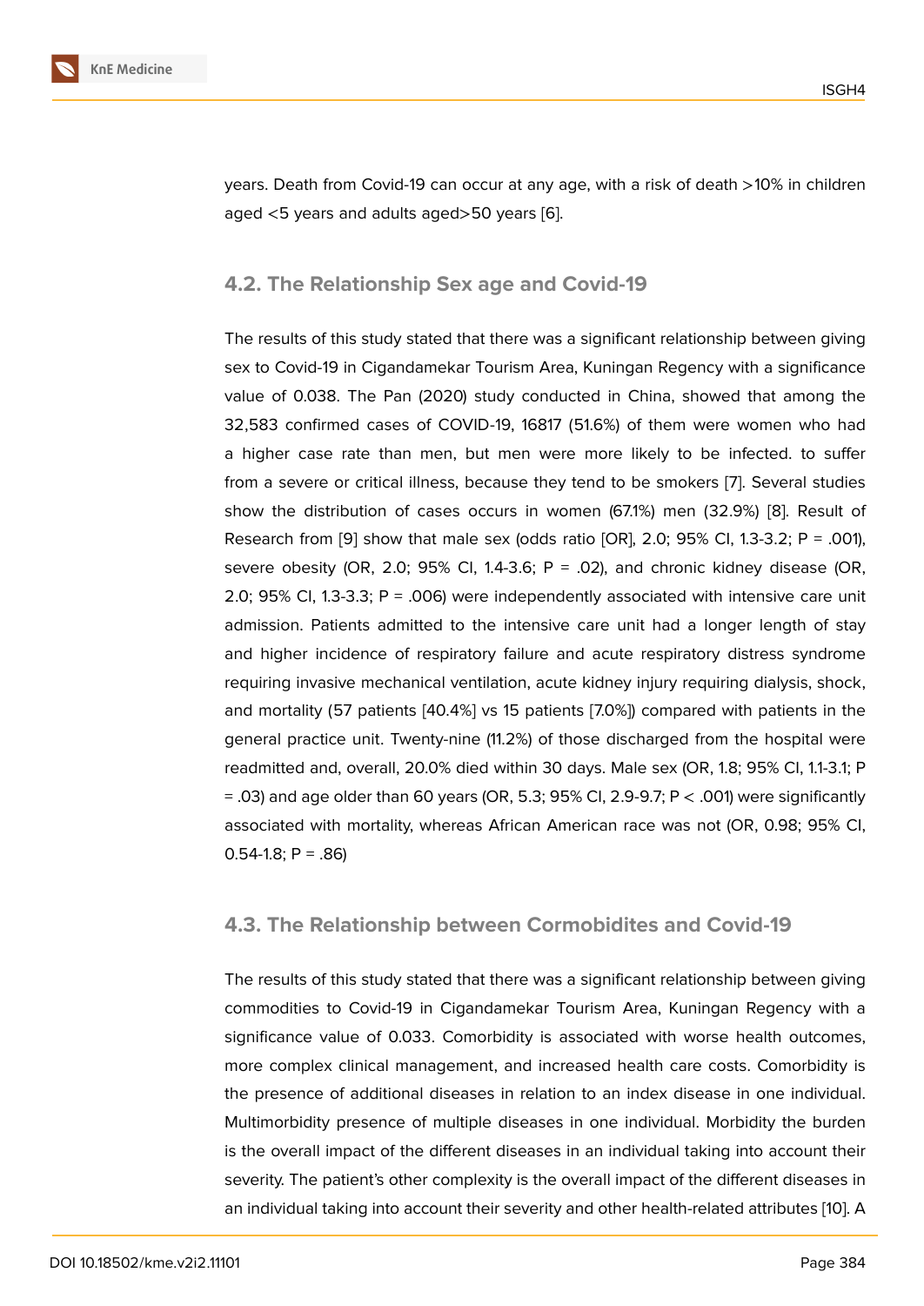years. Death from Covid-19 can occur at any age, with a risk of death >10% in children aged <5 years and adults aged>50 years [6].

### 4.2. The Relationship Sex age and Covid-19

The results of this study stated that there was a significant relationship between giving sex to Covid-19 in Cigandamekar Tourism Area, Kuningan Regency with a significance value of 0.038. The Pan (2020) study conducted in China, showed that among the 32,583 confirmed cases of COVID-19, 16817 (51.6%) of them were women who had a higher case rate than men, but men were more likely to be infected. to suffer from a severe or critical illness, because they tend to be smokers [7]. Several studies show the distribution of cases occurs in women (67.1%) men (32.9%) [8]. Result of Research from [9] show that male sex (odds ratio [OR], 2.0; 95% CI, 1.3-3.2; P = .001), severe obesity (OR, 2.0; 95% CI, 1.4-3.6; P = .02), and chronic kidney disease (OR, 2.0; 95% CI, 1.3-3.3; P = .006) were independently associated with intensive care unit admission. Patients admitted to the intensive care unit had a longer length of stay and higher incidence of respiratory failure and acute respiratory distress syndrome requiring invasive mechanical ventilation, acute kidney injury requiring dialysis, shock, and mortality (57 patients [40.4%] vs 15 patients [7.0%]) compared with patients in the general practice unit. Twenty-nine (11.2%) of those discharged from the hospital were readmitted and, overall, 20.0% died within 30 days. Male sex (OR, 1.8; 95% CI, 1.1-3.1; P = .03) and age older than 60 years (OR, 5.3; 95% CI, 2.9-9.7; P < .001) were significantly associated with mortality, whereas African American race was not (OR, 0.98; 95% CI, 0.54-1.8; P = .86)

### 4.3. The Relationship between Cormobidites and Covid-19

The results of this study stated that there was a significant relationship between giving commodities to Covid-19 in Cigandamekar Tourism Area, Kuningan Regency with a significance value of 0.033. Comorbidity is associated with worse health outcomes, more complex clinical management, and increased health care costs. Comorbidity is the presence of additional diseases in relation to an index disease in one individual. Multimorbidity presence of multiple diseases in one individual. Morbidity the burden is the overall impact of the different diseases in an individual taking into account their severity. The patient's other complexity is the overall impact of the different diseases in an individual taking into account their severity and other health-related attributes [10]. A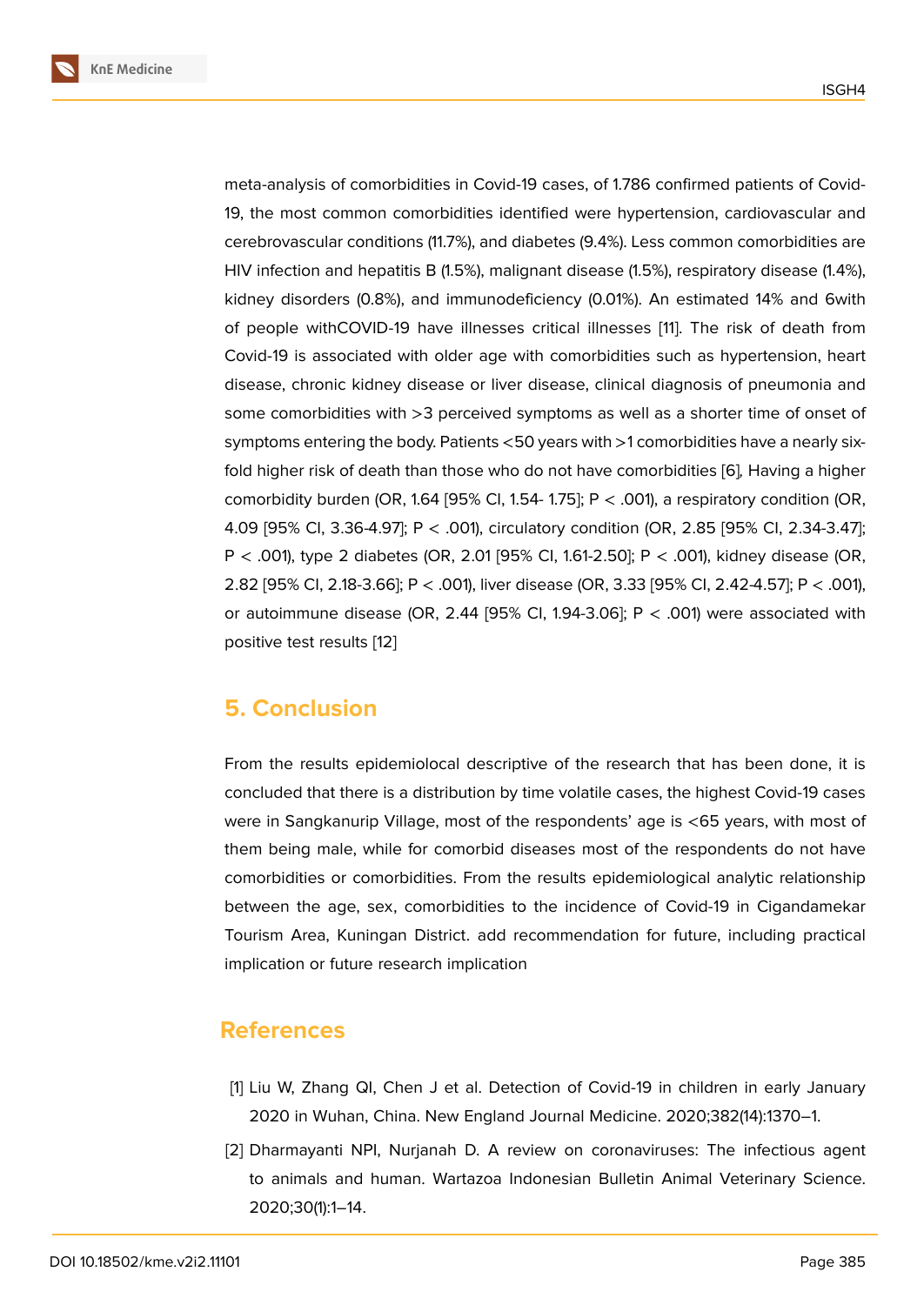meta-analysis of comorbidities in Covid-19 cases, of 1.786 confirmed patients of Covid-19, the most common comorbidities identified were hypertension, cardiovascular and cerebrovascular conditions (11.7%), and diabetes (9.4%). Less common comorbidities are HIV infection and hepatitis B (1.5%), malignant disease (1.5%), respiratory disease (1.4%), kidney disorders (0.8%), and immunodeficiency (0.01%). An estimated 14% and 6with of people withCOVID-19 have illnesses critical illnesses [11]. The risk of death from Covid-19 is associated with older age with comorbidities such as hypertension, heart disease, chronic kidney disease or liver disease, clinical diagnosis of pneumonia and some comorbidities with >3 perceived symptoms as well as a shorter time of onset of symptoms entering the body. Patients <50 years with >1 comorbidities have a nearly six-fold higher risk of death than those who do not have comorbidities [6], Having a higher comorbidity burden (OR, 1.64 [95% CI, 1.54- 1.75]; $P < .001$), a respiratory condition (OR, 4.09 [95% CI, 3.36-4.97]; $P < .001$), circulatory condition (OR, 2.85 [95% CI, 2.34-3.47]; $P < .001$), type 2 diabetes (OR, 2.01 [95% CI, 1.61-2.50]; $P < .001$), kidney disease (OR, 2.82 [95% CI, 2.18-3.66]; $P < .001$), liver disease (OR, 3.33 [95% CI, 2.42-4.57]; $P < .001$), or autoimmune disease (OR, 2.44 [95% CI, 1.94-3.06]; $P < .001$) were associated with positive test results [12]

## 5. Conclusion

From the results epidemiolocal descriptive of the research that has been done, it is concluded that there is a distribution by time volatile cases, the highest Covid-19 cases were in Sangkanurip Village, most of the respondents' age is <65 years, with most of them being male, while for comorbid diseases most of the respondents do not have comorbidities or comorbidities. From the results epidemiological analytic relationship between the age, sex, comorbidities to the incidence of Covid-19 in Cigandamekar Tourism Area, Kuningan District. add recommendation for future, including practical implication or future research implication

## References

[1] Liu W, Zhang QI, Chen J et al. Detection of Covid-19 in children in early January 2020 in Wuhan, China. New England Journal Medicine. 2020;382(14):1370–1.

[2] Dharmayanti NPI, Nurjanah D. A review on coronaviruses: The infectious agent to animals and human. Wartazoa Indonesian Bulletin Animal Veterinary Science. 2020;30(1):1–14.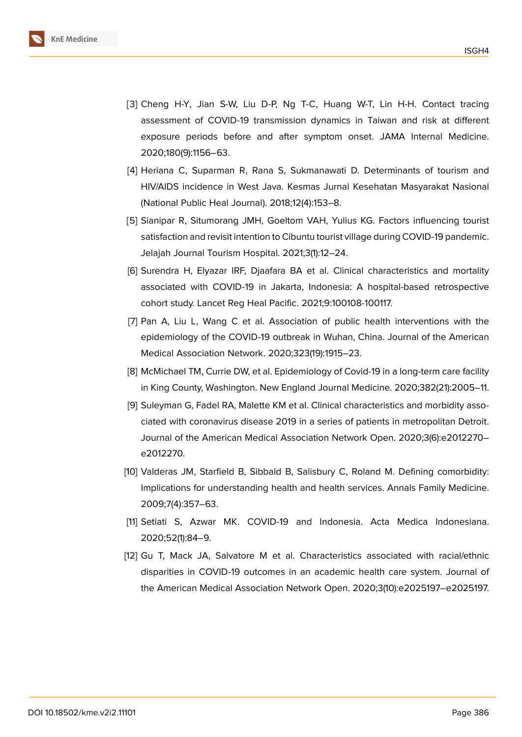[3] Cheng H-Y, Jian S-W, Liu D-P, Ng T-C, Huang W-T, Lin H-H. Contact tracing assessment of COVID-19 transmission dynamics in Taiwan and risk at different exposure periods before and after symptom onset. JAMA Internal Medicine. 2020;180(9):1156–63.

[4] Heriana C, Suparman R, Rana S, Sukmanawati D. Determinants of tourism and HIV/AIDS incidence in West Java. Kesmas Jurnal Kesehatan Masyarakat Nasional (National Public Heal Journal). 2018;12(4):153–8.

[5] Sianipar R, Situmorang JMH, Goeltom VAH, Yulius KG. Factors influencing tourist satisfaction and revisit intention to Cibuntu tourist village during COVID-19 pandemic. Jelajah Journal Tourism Hospital. 2021;3(1):12–24.

[6] Surendra H, Elyazar IRF, Djaafara BA et al. Clinical characteristics and mortality associated with COVID-19 in Jakarta, Indonesia: A hospital-based retrospective cohort study. Lancet Reg Heal Pacific. 2021;9:100108-100117.

[7] Pan A, Liu L, Wang C et al. Association of public health interventions with the epidemiology of the COVID-19 outbreak in Wuhan, China. Journal of the American Medical Association Network. 2020;323(19):1915–23.

[8] McMichael TM, Currie DW, et al. Epidemiology of Covid-19 in a long-term care facility in King County, Washington. New England Journal Medicine. 2020;382(21):2005–11.

[9] Suleyman G, Fadel RA, Malette KM et al. Clinical characteristics and morbidity associated with coronavirus disease 2019 in a series of patients in metropolitan Detroit. Journal of the American Medical Association Network Open. 2020;3(6):e2012270–e2012270.

[10] Valderas JM, Starfield B, Sibbald B, Salisbury C, Roland M. Defining comorbidity: Implications for understanding health and health services. Annals Family Medicine. 2009;7(4):357–63.

[11] Setiati S, Azwar MK. COVID-19 and Indonesia. Acta Medica Indonesiana. 2020;52(1):84–9.

[12] Gu T, Mack JA, Salvatore M et al. Characteristics associated with racial/ethnic disparities in COVID-19 outcomes in an academic health care system. Journal of the American Medical Association Network Open. 2020;3(10):e2025197–e2025197.